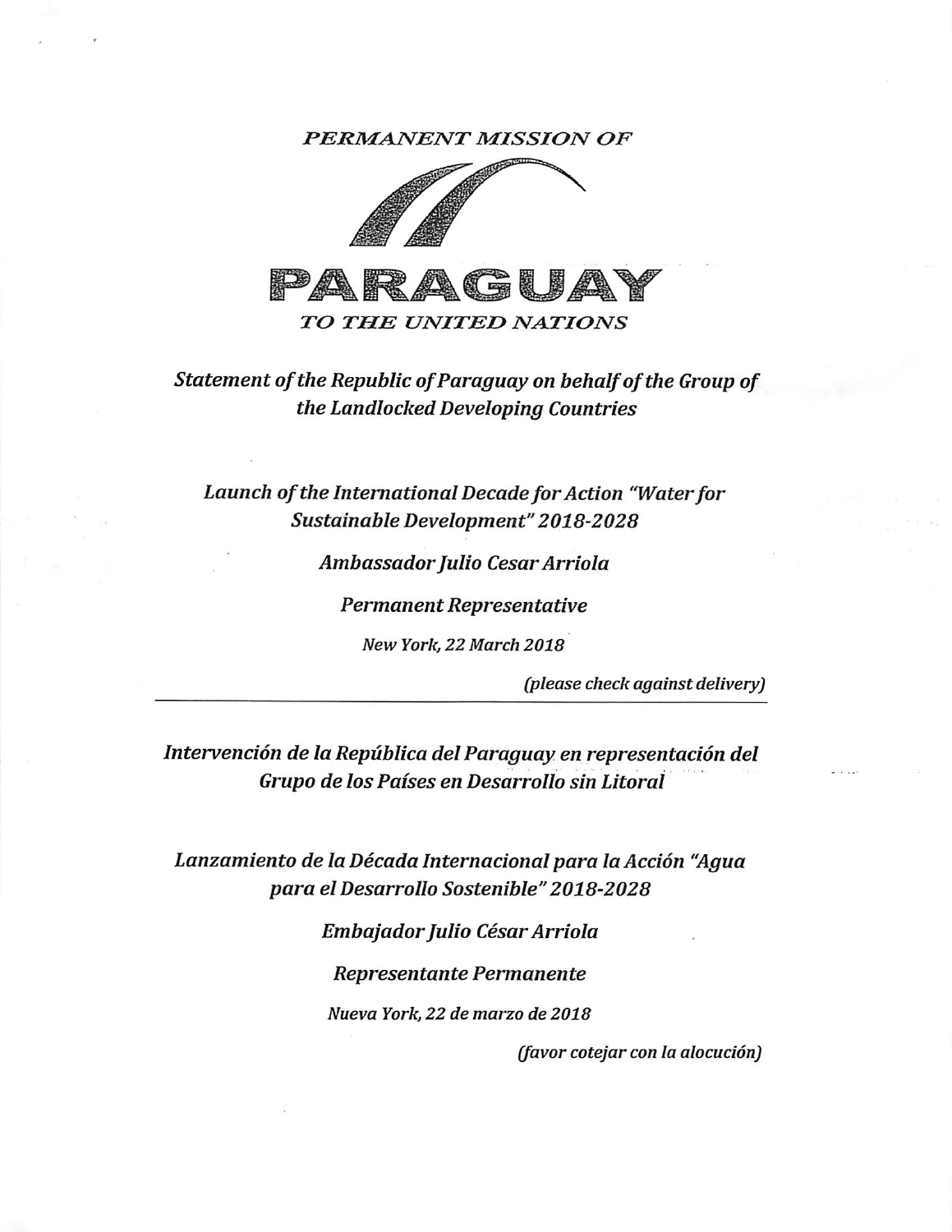*PERMANENT MISSION OF*

# PARAGUAY

*TO THE UNITED NATIONS*

## *Statement of the Republic of Paraguay on behalf of the Group of the Landlocked Developing Countries*

### *Launch of the International Decade for Action "Water for Sustainable Development" 2018-2028*

*Ambassador Julio Cesar Arriola*

*Permanent Representative*

*New York, 22 March 2018*

*(please check against delivery)*

---

## *Intervención de la República del Paraguay en representación del Grupo de los Países en Desarrollo sin Litoral*

### *Lanzamiento de la Década Internacional para la Acción "Agua para el Desarrollo Sostenible" 2018-2028*

*Embajador Julio César Arriola*

*Representante Permanente*

*Nueva York, 22 de marzo de 2018*

*(favor cotejar con la alocución)*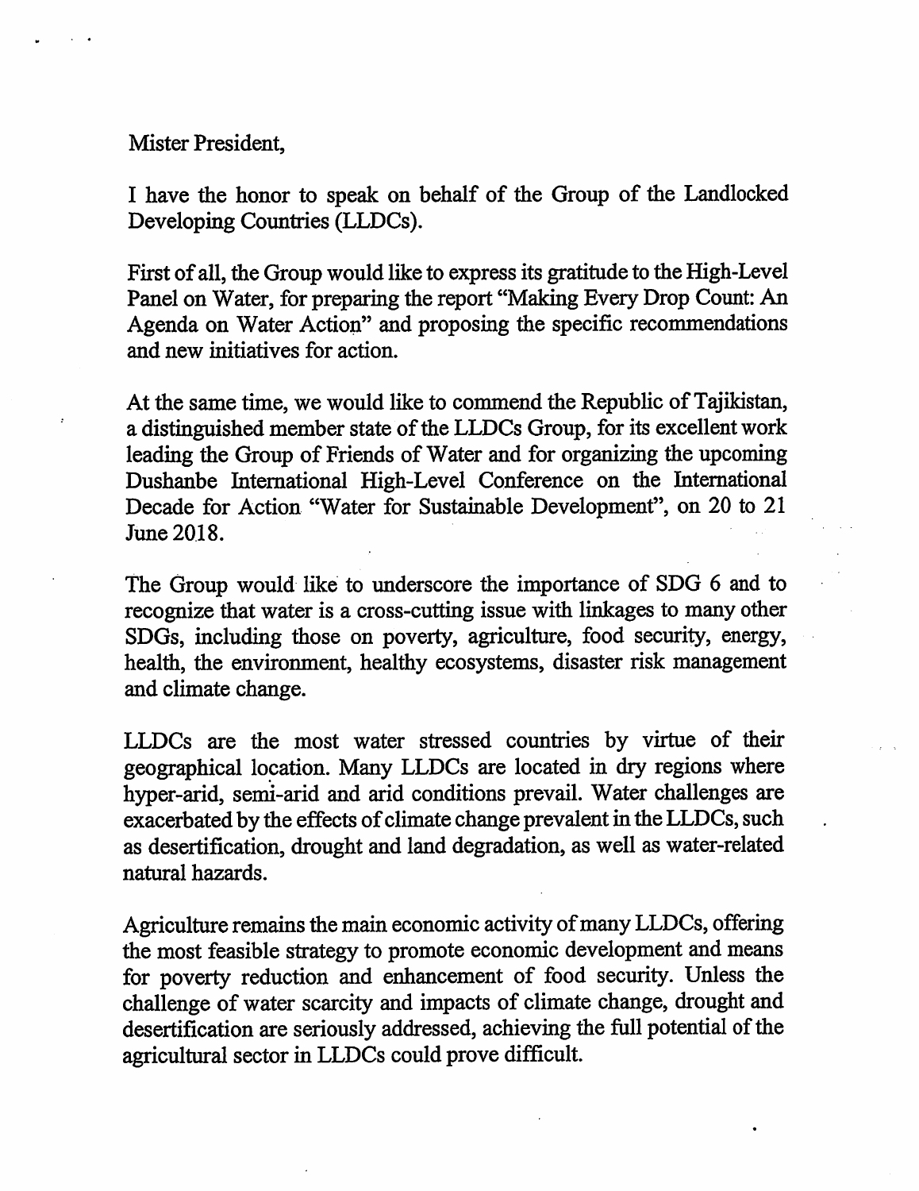Mister President,

I have the honor to speak on behalf of the Group of the Landlocked Developing Countries (LLDCs).

First of all, the Group would like to express its gratitude to the High-Level Panel on Water, for preparing the report "Making Every Drop Count: An Agenda on Water Action" and proposing the specific recommendations and new initiatives for action.

At the same time, we would like to commend the Republic of Tajikistan, a distinguished member state of the LLDCs Group, for its excellent work leading the Group of Friends of Water and for organizing the upcoming Dushanbe International High-Level Conference on the International Decade for Action "Water for Sustainable Development", on 20 to 21 June 2018.

The Group would like to underscore the importance of SDG 6 and to recognize that water is a cross-cutting issue with linkages to many other SDGs, including those on poverty, agriculture, food security, energy, health, the environment, healthy ecosystems, disaster risk management and climate change.

LLDCs are the most water stressed countries by virtue of their geographical location. Many LLDCs are located in dry regions where hyper-arid, semi-arid and arid conditions prevail. Water challenges are exacerbated by the effects of climate change prevalent in the LLDCs, such as desertification, drought and land degradation, as well as water-related natural hazards.

Agriculture remains the main economic activity of many LLDCs, offering the most feasible strategy to promote economic development and means for poverty reduction and enhancement of food security. Unless the challenge of water scarcity and impacts of climate change, drought and desertification are seriously addressed, achieving the full potential of the agricultural sector in LLDCs could prove difficult.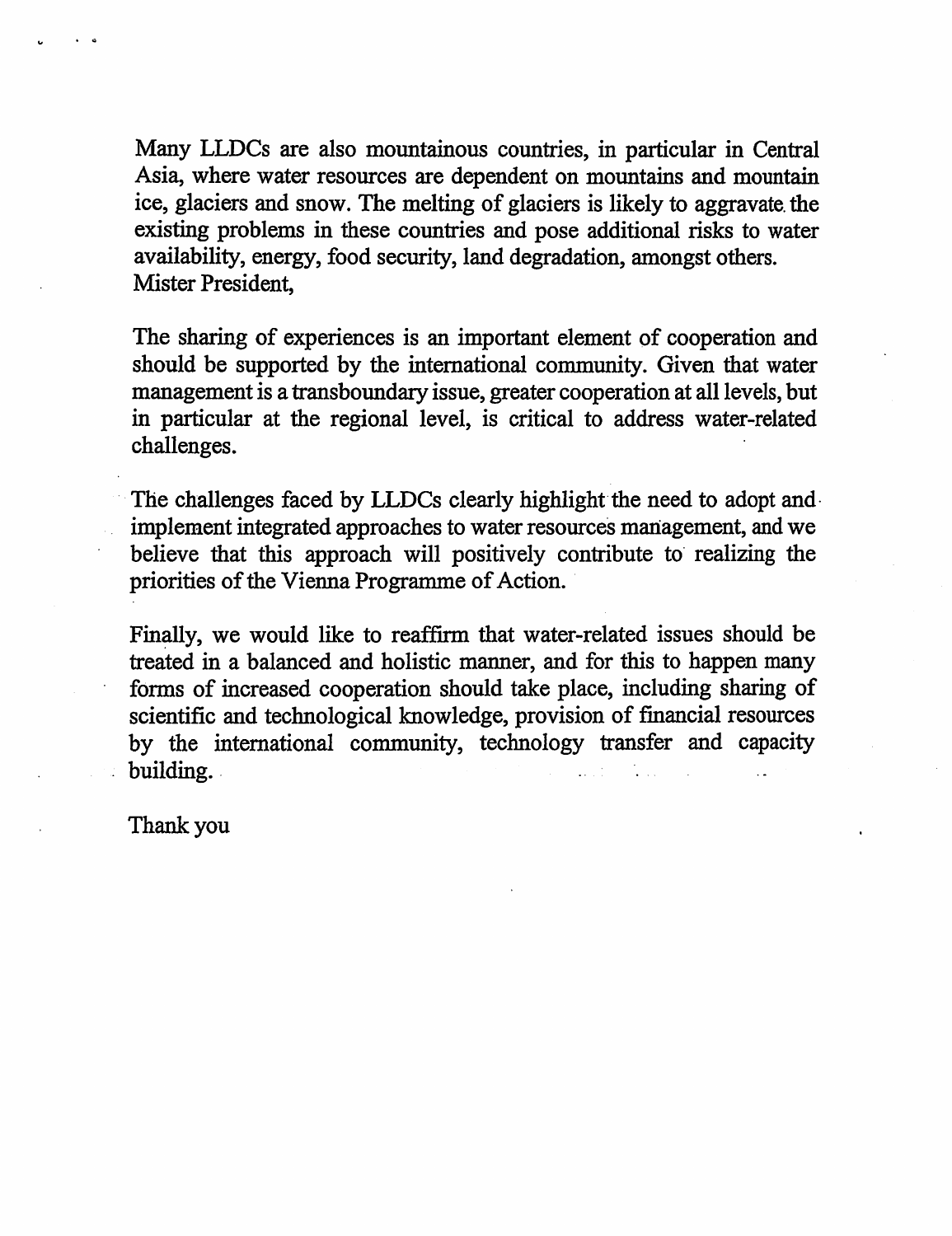Many LLDCs are also mountainous countries, in particular in Central Asia, where water resources are dependent on mountains and mountain ice, glaciers and snow. The melting of glaciers is likely to aggravate the existing problems in these countries and pose additional risks to water availability, energy, food security, land degradation, amongst others.

Mister President,

The sharing of experiences is an important element of cooperation and should be supported by the international community. Given that water management is a transboundary issue, greater cooperation at all levels, but in particular at the regional level, is critical to address water-related challenges.

The challenges faced by LLDCs clearly highlight the need to adopt and implement integrated approaches to water resources management, and we believe that this approach will positively contribute to realizing the priorities of the Vienna Programme of Action.

Finally, we would like to reaffirm that water-related issues should be treated in a balanced and holistic manner, and for this to happen many forms of increased cooperation should take place, including sharing of scientific and technological knowledge, provision of financial resources by the international community, technology transfer and capacity building.

Thank you